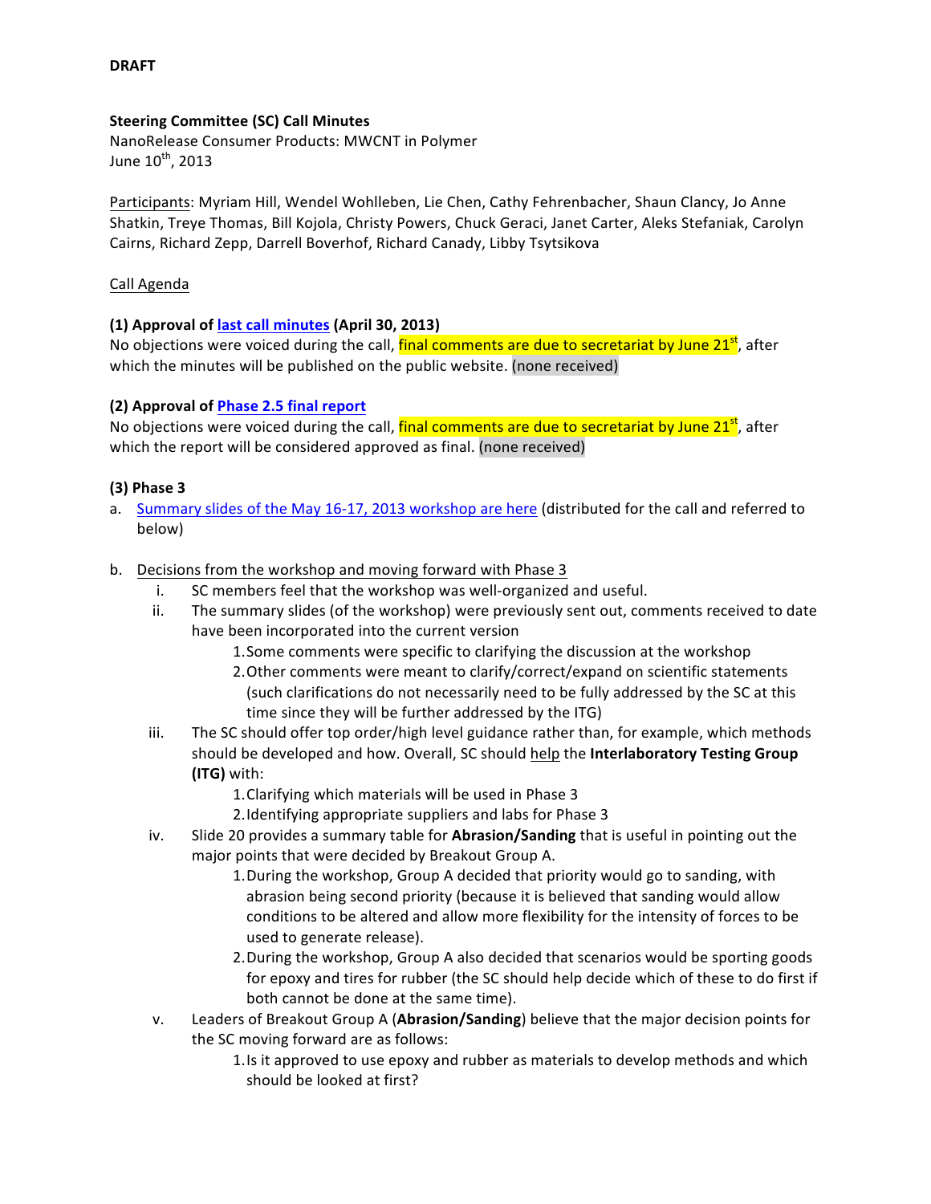**DRAFT**

**Steering Committee (SC) Call Minutes**
NanoRelease Consumer Products: MWCNT in Polymer
June 10th, 2013

Participants: Myriam Hill, Wendel Wohlleben, Lie Chen, Cathy Fehrenbacher, Shaun Clancy, Jo Anne Shatkin, Treye Thomas, Bill Kojola, Christy Powers, Chuck Geraci, Janet Carter, Aleks Stefaniak, Carolyn Cairns, Richard Zepp, Darrell Boverhof, Richard Canady, Libby Tsytsikova

Call Agenda

**(1) Approval of last call minutes (April 30, 2013)**
No objections were voiced during the call, final comments are due to secretariat by June 21st, after which the minutes will be published on the public website. (none received)

**(2) Approval of Phase 2.5 final report**
No objections were voiced during the call, final comments are due to secretariat by June 21st, after which the report will be considered approved as final. (none received)

**(3) Phase 3**

a. Summary slides of the May 16-17, 2013 workshop are here (distributed for the call and referred to below)

b. Decisions from the workshop and moving forward with Phase 3
   i. SC members feel that the workshop was well-organized and useful.
   ii. The summary slides (of the workshop) were previously sent out, comments received to date have been incorporated into the current version
      1. Some comments were specific to clarifying the discussion at the workshop
      2. Other comments were meant to clarify/correct/expand on scientific statements (such clarifications do not necessarily need to be fully addressed by the SC at this time since they will be further addressed by the ITG)
   iii. The SC should offer top order/high level guidance rather than, for example, which methods should be developed and how. Overall, SC should help the **Interlaboratory Testing Group (ITG)** with:
      1. Clarifying which materials will be used in Phase 3
      2. Identifying appropriate suppliers and labs for Phase 3
   iv. Slide 20 provides a summary table for **Abrasion/Sanding** that is useful in pointing out the major points that were decided by Breakout Group A.
      1. During the workshop, Group A decided that priority would go to sanding, with abrasion being second priority (because it is believed that sanding would allow conditions to be altered and allow more flexibility for the intensity of forces to be used to generate release).
      2. During the workshop, Group A also decided that scenarios would be sporting goods for epoxy and tires for rubber (the SC should help decide which of these to do first if both cannot be done at the same time).
   v. Leaders of Breakout Group A (**Abrasion/Sanding**) believe that the major decision points for the SC moving forward are as follows:
      1. Is it approved to use epoxy and rubber as materials to develop methods and which should be looked at first?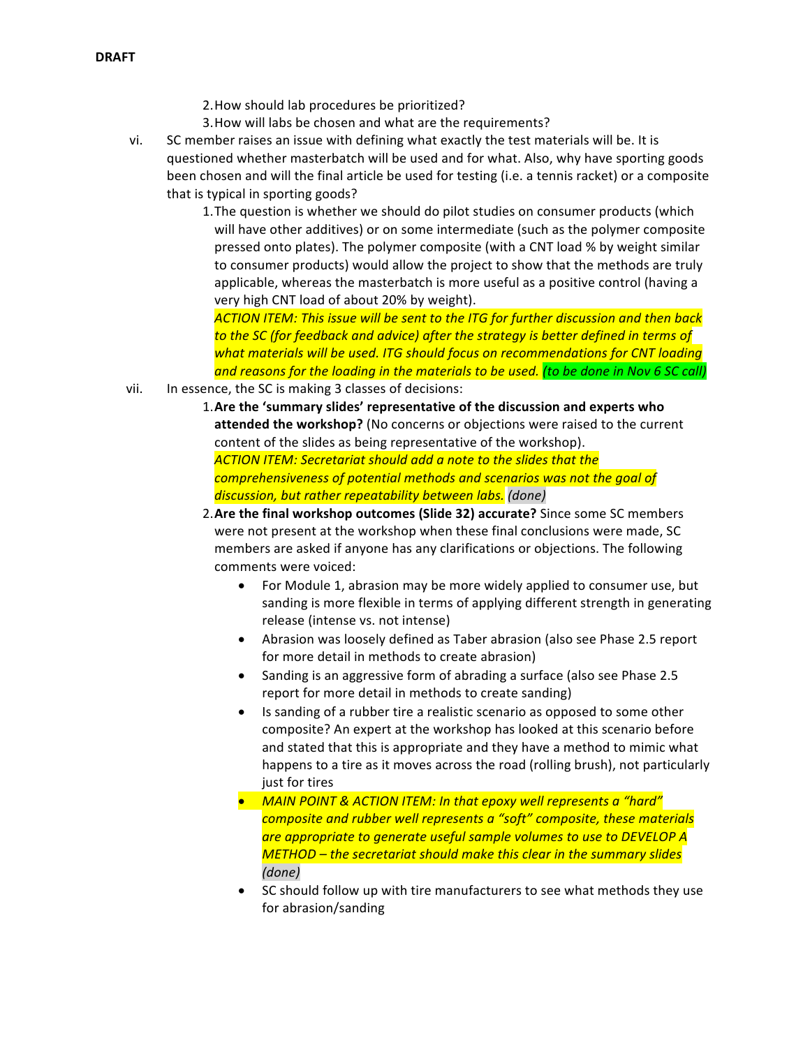**DRAFT**

2. How should lab procedures be prioritized?
3. How will labs be chosen and what are the requirements?

vi. SC member raises an issue with defining what exactly the test materials will be. It is questioned whether masterbatch will be used and for what. Also, why have sporting goods been chosen and will the final article be used for testing (i.e. a tennis racket) or a composite that is typical in sporting goods?

1. The question is whether we should do pilot studies on consumer products (which will have other additives) or on some intermediate (such as the polymer composite pressed onto plates). The polymer composite (with a CNT load % by weight similar to consumer products) would allow the project to show that the methods are truly applicable, whereas the masterbatch is more useful as a positive control (having a very high CNT load of about 20% by weight).
*ACTION ITEM: This issue will be sent to the ITG for further discussion and then back to the SC (for feedback and advice) after the strategy is better defined in terms of what materials will be used. ITG should focus on recommendations for CNT loading and reasons for the loading in the materials to be used. (to be done in Nov 6 SC call)*

vii. In essence, the SC is making 3 classes of decisions:

1. **Are the 'summary slides' representative of the discussion and experts who attended the workshop?** (No concerns or objections were raised to the current content of the slides as being representative of the workshop).
*ACTION ITEM: Secretariat should add a note to the slides that the comprehensiveness of potential methods and scenarios was not the goal of discussion, but rather repeatability between labs. (done)*
2. **Are the final workshop outcomes (Slide 32) accurate?** Since some SC members were not present at the workshop when these final conclusions were made, SC members are asked if anyone has any clarifications or objections. The following comments were voiced:
   - For Module 1, abrasion may be more widely applied to consumer use, but sanding is more flexible in terms of applying different strength in generating release (intense vs. not intense)
   - Abrasion was loosely defined as Taber abrasion (also see Phase 2.5 report for more detail in methods to create abrasion)
   - Sanding is an aggressive form of abrading a surface (also see Phase 2.5 report for more detail in methods to create sanding)
   - Is sanding of a rubber tire a realistic scenario as opposed to some other composite? An expert at the workshop has looked at this scenario before and stated that this is appropriate and they have a method to mimic what happens to a tire as it moves across the road (rolling brush), not particularly just for tires
   - *MAIN POINT & ACTION ITEM: In that epoxy well represents a "hard" composite and rubber well represents a "soft" composite, these materials are appropriate to generate useful sample volumes to use to DEVELOP A METHOD – the secretariat should make this clear in the summary slides (done)*
   - SC should follow up with tire manufacturers to see what methods they use for abrasion/sanding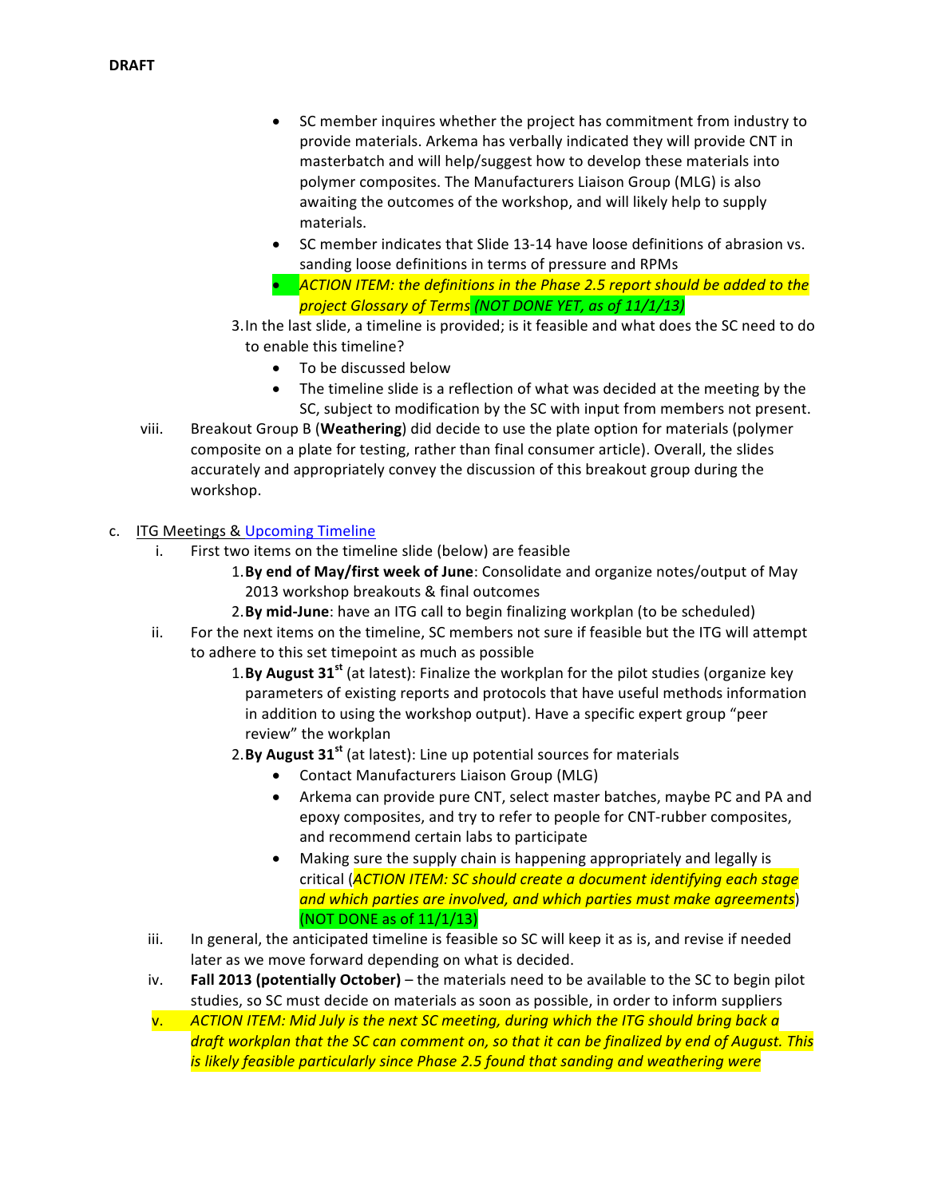**DRAFT**

- SC member inquires whether the project has commitment from industry to provide materials. Arkema has verbally indicated they will provide CNT in masterbatch and will help/suggest how to develop these materials into polymer composites. The Manufacturers Liaison Group (MLG) is also awaiting the outcomes of the workshop, and will likely help to supply materials.
- SC member indicates that Slide 13-14 have loose definitions of abrasion vs. sanding loose definitions in terms of pressure and RPMs
- *ACTION ITEM: the definitions in the Phase 2.5 report should be added to the project Glossary of Terms (NOT DONE YET, as of 11/1/13)*

3. In the last slide, a timeline is provided; is it feasible and what does the SC need to do to enable this timeline?
    - To be discussed below
    - The timeline slide is a reflection of what was decided at the meeting by the SC, subject to modification by the SC with input from members not present.

viii. Breakout Group B (**Weathering**) did decide to use the plate option for materials (polymer composite on a plate for testing, rather than final consumer article). Overall, the slides accurately and appropriately convey the discussion of this breakout group during the workshop.

c. ITG Meetings & Upcoming Timeline

i. First two items on the timeline slide (below) are feasible

1. **By end of May/first week of June**: Consolidate and organize notes/output of May 2013 workshop breakouts & final outcomes
2. **By mid-June**: have an ITG call to begin finalizing workplan (to be scheduled)

ii. For the next items on the timeline, SC members not sure if feasible but the ITG will attempt to adhere to this set timepoint as much as possible

1. **By August 31st** (at latest): Finalize the workplan for the pilot studies (organize key parameters of existing reports and protocols that have useful methods information in addition to using the workshop output). Have a specific expert group "peer review" the workplan
2. **By August 31st** (at latest): Line up potential sources for materials
    - Contact Manufacturers Liaison Group (MLG)
    - Arkema can provide pure CNT, select master batches, maybe PC and PA and epoxy composites, and try to refer to people for CNT-rubber composites, and recommend certain labs to participate
    - Making sure the supply chain is happening appropriately and legally is critical (*ACTION ITEM: SC should create a document identifying each stage and which parties are involved, and which parties must make agreements*) (NOT DONE as of 11/1/13)

iii. In general, the anticipated timeline is feasible so SC will keep it as is, and revise if needed later as we move forward depending on what is decided.

iv. **Fall 2013 (potentially October)** – the materials need to be available to the SC to begin pilot studies, so SC must decide on materials as soon as possible, in order to inform suppliers

v. *ACTION ITEM: Mid July is the next SC meeting, during which the ITG should bring back a draft workplan that the SC can comment on, so that it can be finalized by end of August. This is likely feasible particularly since Phase 2.5 found that sanding and weathering were*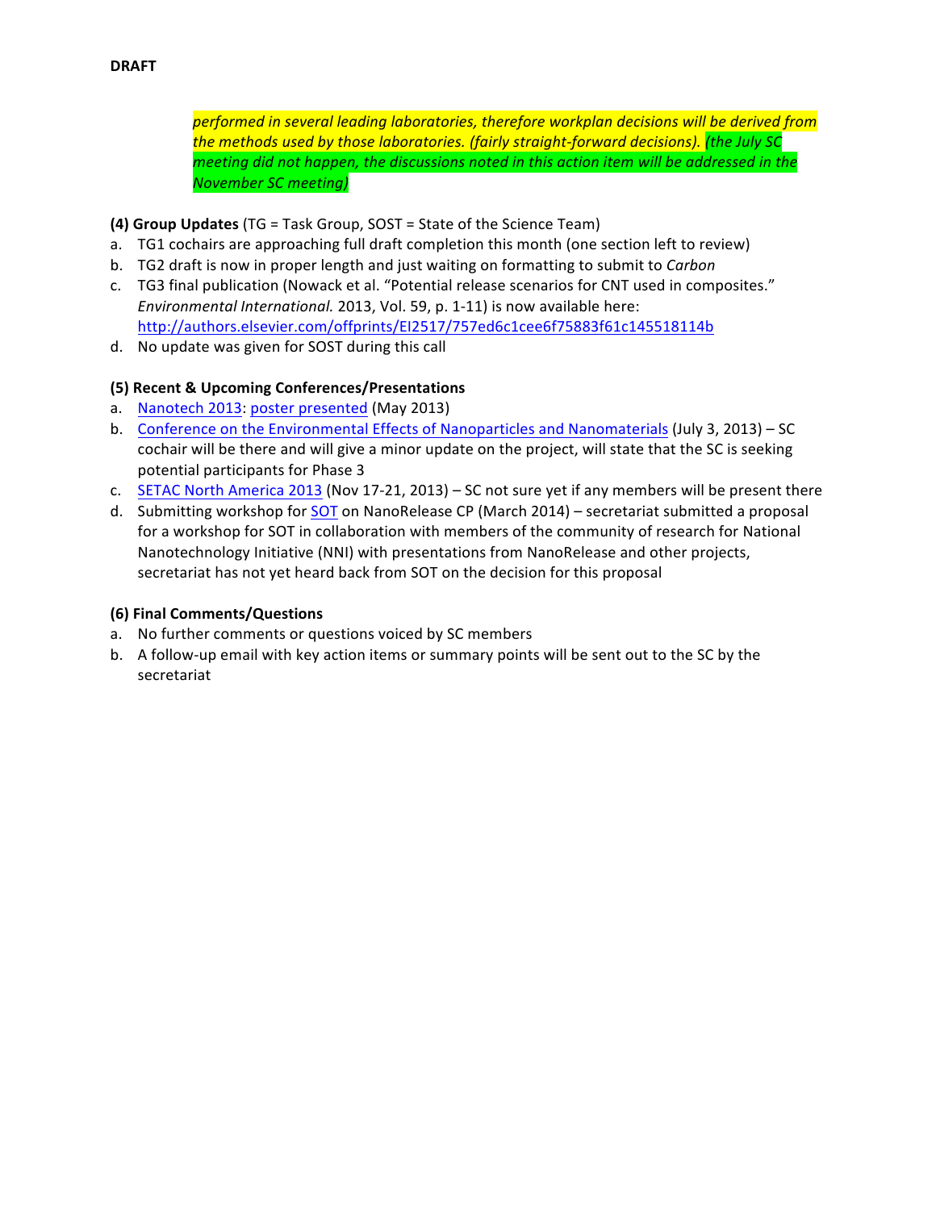**DRAFT**

*performed in several leading laboratories, therefore workplan decisions will be derived from the methods used by those laboratories. (fairly straight-forward decisions). (the July SC meeting did not happen, the discussions noted in this action item will be addressed in the November SC meeting)*

**(4) Group Updates** (TG = Task Group, SOST = State of the Science Team)

a. TG1 cochairs are approaching full draft completion this month (one section left to review)
b. TG2 draft is now in proper length and just waiting on formatting to submit to *Carbon*
c. TG3 final publication (Nowack et al. "Potential release scenarios for CNT used in composites." *Environmental International.* 2013, Vol. 59, p. 1-11) is now available here: http://authors.elsevier.com/offprints/EI2517/757ed6c1cee6f75883f61c145518114b
d. No update was given for SOST during this call

**(5) Recent & Upcoming Conferences/Presentations**

a. Nanotech 2013: poster presented (May 2013)
b. Conference on the Environmental Effects of Nanoparticles and Nanomaterials (July 3, 2013) – SC cochair will be there and will give a minor update on the project, will state that the SC is seeking potential participants for Phase 3
c. SETAC North America 2013 (Nov 17-21, 2013) – SC not sure yet if any members will be present there
d. Submitting workshop for SOT on NanoRelease CP (March 2014) – secretariat submitted a proposal for a workshop for SOT in collaboration with members of the community of research for National Nanotechnology Initiative (NNI) with presentations from NanoRelease and other projects, secretariat has not yet heard back from SOT on the decision for this proposal

**(6) Final Comments/Questions**

a. No further comments or questions voiced by SC members
b. A follow-up email with key action items or summary points will be sent out to the SC by the secretariat